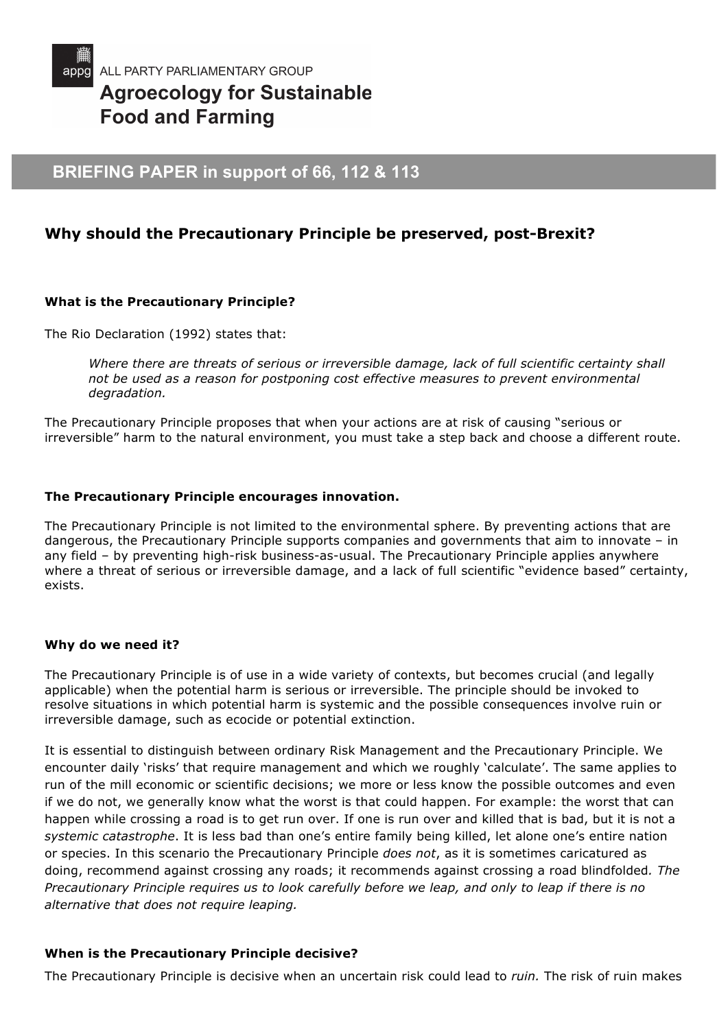ALL PARTY PARLIAMENTARY GROUP

# Agroecology for Sustainable Food and Farming

## BRIEFING PAPER in support of 66, 112 & 113

## Why should the Precautionary Principle be preserved, post-Brexit?

### What is the Precautionary Principle?

The Rio Declaration (1992) states that:

> *Where there are threats of serious or irreversible damage, lack of full scientific certainty shall not be used as a reason for postponing cost effective measures to prevent environmental degradation.*

The Precautionary Principle proposes that when your actions are at risk of causing "serious or irreversible" harm to the natural environment, you must take a step back and choose a different route.

### The Precautionary Principle encourages innovation.

The Precautionary Principle is not limited to the environmental sphere. By preventing actions that are dangerous, the Precautionary Principle supports companies and governments that aim to innovate – in any field – by preventing high-risk business-as-usual. The Precautionary Principle applies anywhere where a threat of serious or irreversible damage, and a lack of full scientific "evidence based" certainty, exists.

### Why do we need it?

The Precautionary Principle is of use in a wide variety of contexts, but becomes crucial (and legally applicable) when the potential harm is serious or irreversible. The principle should be invoked to resolve situations in which potential harm is systemic and the possible consequences involve ruin or irreversible damage, such as ecocide or potential extinction.

It is essential to distinguish between ordinary Risk Management and the Precautionary Principle. We encounter daily 'risks' that require management and which we roughly 'calculate'. The same applies to run of the mill economic or scientific decisions; we more or less know the possible outcomes and even if we do not, we generally know what the worst is that could happen. For example: the worst that can happen while crossing a road is to get run over. If one is run over and killed that is bad, but it is not a *systemic catastrophe*. It is less bad than one's entire family being killed, let alone one's entire nation or species. In this scenario the Precautionary Principle *does not*, as it is sometimes caricatured as doing, recommend against crossing any roads; it recommends against crossing a road blindfolded. *The Precautionary Principle requires us to look carefully before we leap, and only to leap if there is no alternative that does not require leaping.*

### When is the Precautionary Principle decisive?

The Precautionary Principle is decisive when an uncertain risk could lead to *ruin.* The risk of ruin makes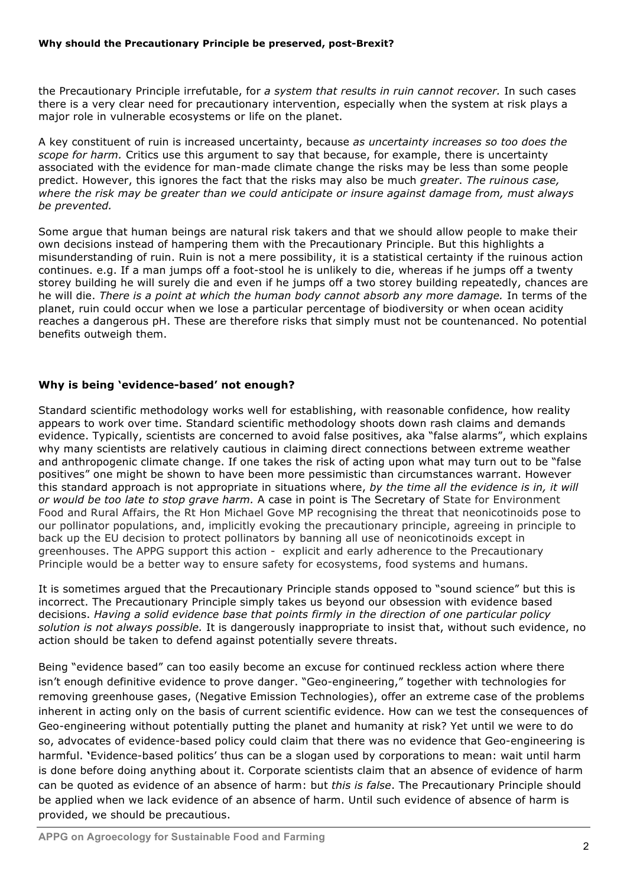the Precautionary Principle irrefutable, for *a system that results in ruin cannot recover.* In such cases there is a very clear need for precautionary intervention, especially when the system at risk plays a major role in vulnerable ecosystems or life on the planet.

A key constituent of ruin is increased uncertainty, because *as uncertainty increases so too does the scope for harm.* Critics use this argument to say that because, for example, there is uncertainty associated with the evidence for man-made climate change the risks may be less than some people predict. However, this ignores the fact that the risks may also be much *greater*. *The ruinous case, where the risk may be greater than we could anticipate or insure against damage from, must always be prevented.*

Some argue that human beings are natural risk takers and that we should allow people to make their own decisions instead of hampering them with the Precautionary Principle. But this highlights a misunderstanding of ruin. Ruin is not a mere possibility, it is a statistical certainty if the ruinous action continues. e.g. If a man jumps off a foot-stool he is unlikely to die, whereas if he jumps off a twenty storey building he will surely die and even if he jumps off a two storey building repeatedly, chances are he will die. *There is a point at which the human body cannot absorb any more damage.* In terms of the planet, ruin could occur when we lose a particular percentage of biodiversity or when ocean acidity reaches a dangerous pH. These are therefore risks that simply must not be countenanced. No potential benefits outweigh them.

## Why is being 'evidence-based' not enough?

Standard scientific methodology works well for establishing, with reasonable confidence, how reality appears to work over time. Standard scientific methodology shoots down rash claims and demands evidence. Typically, scientists are concerned to avoid false positives, aka "false alarms", which explains why many scientists are relatively cautious in claiming direct connections between extreme weather and anthropogenic climate change. If one takes the risk of acting upon what may turn out to be "false positives" one might be shown to have been more pessimistic than circumstances warrant. However this standard approach is not appropriate in situations where, *by the time all the evidence is in, it will or would be too late to stop grave harm.* A case in point is The Secretary of State for Environment Food and Rural Affairs, the Rt Hon Michael Gove MP recognising the threat that neonicotinoids pose to our pollinator populations, and, implicitly evoking the precautionary principle, agreeing in principle to back up the EU decision to protect pollinators by banning all use of neonicotinoids except in greenhouses. The APPG support this action - explicit and early adherence to the Precautionary Principle would be a better way to ensure safety for ecosystems, food systems and humans.

It is sometimes argued that the Precautionary Principle stands opposed to "sound science" but this is incorrect. The Precautionary Principle simply takes us beyond our obsession with evidence based decisions. *Having a solid evidence base that points firmly in the direction of one particular policy solution is not always possible.* It is dangerously inappropriate to insist that, without such evidence, no action should be taken to defend against potentially severe threats.

Being "evidence based" can too easily become an excuse for continued reckless action where there isn't enough definitive evidence to prove danger. "Geo-engineering," together with technologies for removing greenhouse gases, (Negative Emission Technologies), offer an extreme case of the problems inherent in acting only on the basis of current scientific evidence. How can we test the consequences of Geo-engineering without potentially putting the planet and humanity at risk? Yet until we were to do so, advocates of evidence-based policy could claim that there was no evidence that Geo-engineering is harmful. 'Evidence-based politics' thus can be a slogan used by corporations to mean: wait until harm is done before doing anything about it. Corporate scientists claim that an absence of evidence of harm can be quoted as evidence of an absence of harm: but *this is false*. The Precautionary Principle should be applied when we lack evidence of an absence of harm. Until such evidence of absence of harm is provided, we should be precautious.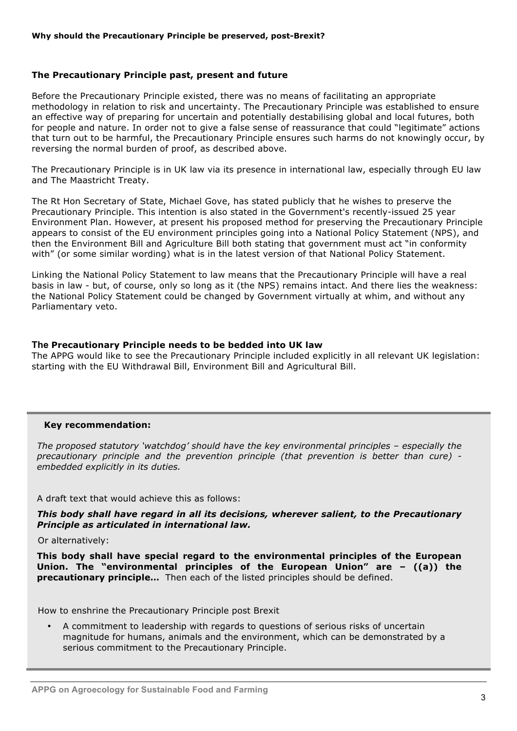**Why should the Precautionary Principle be preserved, post-Brexit?**

### The Precautionary Principle past, present and future

Before the Precautionary Principle existed, there was no means of facilitating an appropriate methodology in relation to risk and uncertainty. The Precautionary Principle was established to ensure an effective way of preparing for uncertain and potentially destabilising global and local futures, both for people and nature. In order not to give a false sense of reassurance that could "legitimate" actions that turn out to be harmful, the Precautionary Principle ensures such harms do not knowingly occur, by reversing the normal burden of proof, as described above.

The Precautionary Principle is in UK law via its presence in international law, especially through EU law and The Maastricht Treaty.

The Rt Hon Secretary of State, Michael Gove, has stated publicly that he wishes to preserve the Precautionary Principle. This intention is also stated in the Government's recently-issued 25 year Environment Plan. However, at present his proposed method for preserving the Precautionary Principle appears to consist of the EU environment principles going into a National Policy Statement (NPS), and then the Environment Bill and Agriculture Bill both stating that government must act "in conformity with" (or some similar wording) what is in the latest version of that National Policy Statement.

Linking the National Policy Statement to law means that the Precautionary Principle will have a real basis in law - but, of course, only so long as it (the NPS) remains intact. And there lies the weakness: the National Policy Statement could be changed by Government virtually at whim, and without any Parliamentary veto.

### The Precautionary Principle needs to be bedded into UK law

The APPG would like to see the Precautionary Principle included explicitly in all relevant UK legislation: starting with the EU Withdrawal Bill, Environment Bill and Agricultural Bill.

**Key recommendation:**

*The proposed statutory 'watchdog' should have the key environmental principles – especially the precautionary principle and the prevention principle (that prevention is better than cure) - embedded explicitly in its duties.*

A draft text that would achieve this as follows:

***This body shall have regard in all its decisions, wherever salient, to the Precautionary Principle as articulated in international law.***

Or alternatively:

**This body shall have special regard to the environmental principles of the European Union. The "environmental principles of the European Union" are – ((a)) the precautionary principle…** Then each of the listed principles should be defined.

How to enshrine the Precautionary Principle post Brexit

- A commitment to leadership with regards to questions of serious risks of uncertain magnitude for humans, animals and the environment, which can be demonstrated by a serious commitment to the Precautionary Principle.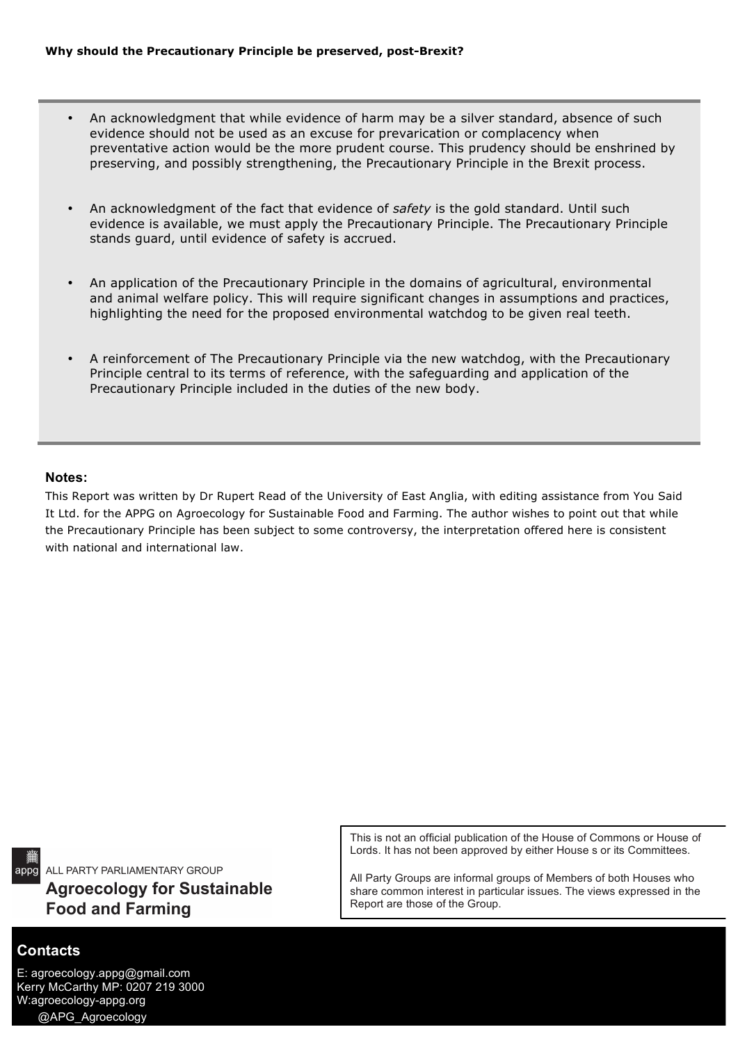**Why should the Precautionary Principle be preserved, post-Brexit?**

- An acknowledgment that while evidence of harm may be a silver standard, absence of such evidence should not be used as an excuse for prevarication or complacency when preventative action would be the more prudent course. This prudency should be enshrined by preserving, and possibly strengthening, the Precautionary Principle in the Brexit process.

- An acknowledgment of the fact that evidence of *safety* is the gold standard. Until such evidence is available, we must apply the Precautionary Principle. The Precautionary Principle stands guard, until evidence of safety is accrued.

- An application of the Precautionary Principle in the domains of agricultural, environmental and animal welfare policy. This will require significant changes in assumptions and practices, highlighting the need for the proposed environmental watchdog to be given real teeth.

- A reinforcement of The Precautionary Principle via the new watchdog, with the Precautionary Principle central to its terms of reference, with the safeguarding and application of the Precautionary Principle included in the duties of the new body.

**Notes:**

This Report was written by Dr Rupert Read of the University of East Anglia, with editing assistance from You Said It Ltd. for the APPG on Agroecology for Sustainable Food and Farming. The author wishes to point out that while the Precautionary Principle has been subject to some controversy, the interpretation offered here is consistent with national and international law.

appg ALL PARTY PARLIAMENTARY GROUP

**Agroecology for Sustainable Food and Farming**

This is not an official publication of the House of Commons or House of Lords. It has not been approved by either House s or its Committees.

All Party Groups are informal groups of Members of both Houses who share common interest in particular issues. The views expressed in the Report are those of the Group.

**Contacts**

E: agroecology.appg@gmail.com
Kerry McCarthy MP: 0207 219 3000
W:agroecology-appg.org
@APG_Agroecology